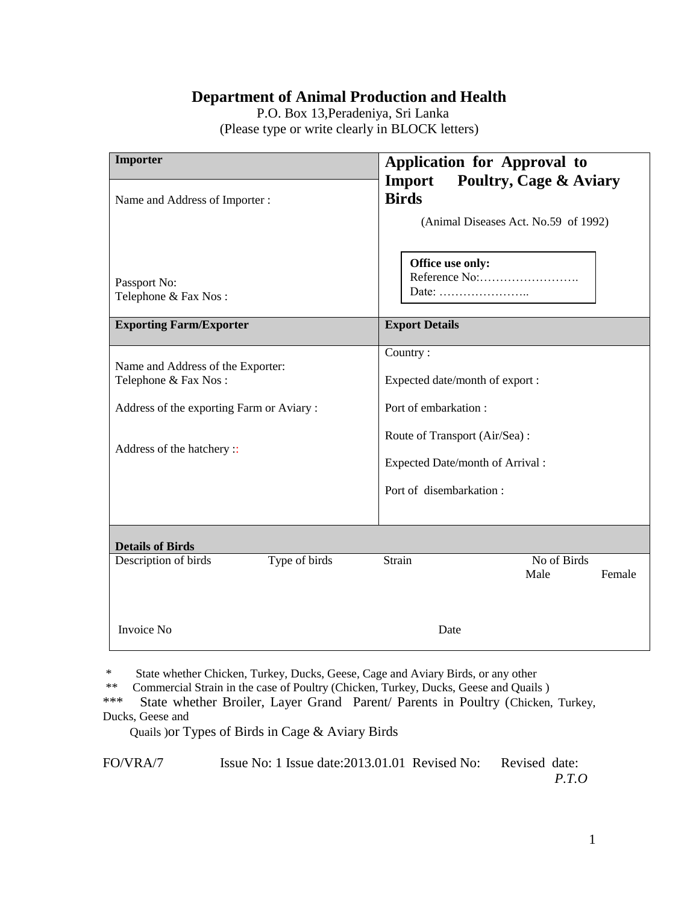# Department of Animal Production and Health

P.O. Box 13,Peradeniya, Sri Lanka

(Please type or write clearly in BLOCK letters)

| **Importer** | **Application for Approval to Import Poultry, Cage & Aviary Birds** |
|---|---|
| Name and Address of Importer :<br><br>Passport No:<br>Telephone & Fax Nos : | (Animal Diseases Act. No.59 of 1992)<br><br>**Office use only:**<br>Reference No:…………………….<br>Date: ………………….. |
| **Exporting Farm/Exporter** | **Export Details** |
| Name and Address of the Exporter:<br>Telephone & Fax Nos :<br><br>Address of the exporting Farm or Aviary :<br><br>Address of the hatchery :: | Country :<br><br>Expected date/month of export :<br><br>Port of embarkation :<br><br>Route of Transport (Air/Sea) :<br><br>Expected Date/month of Arrival :<br><br>Port of disembarkation : |

**Details of Birds**

| Description of birds | Type of birds | Strain | No of Birds | |
|---|---|---|---|---|
| | | | Male | Female |
| | | | | |
| Invoice No | | Date | | |

\* State whether Chicken, Turkey, Ducks, Geese, Cage and Aviary Birds, or any other

** Commercial Strain in the case of Poultry (Chicken, Turkey, Ducks, Geese and Quails )

*** State whether Broiler, Layer Grand Parent/ Parents in Poultry (Chicken, Turkey, Ducks, Geese and Quails )or Types of Birds in Cage & Aviary Birds

FO/VRA/7 Issue No: 1 Issue date:2013.01.01 Revised No: Revised date:

*P.T.O*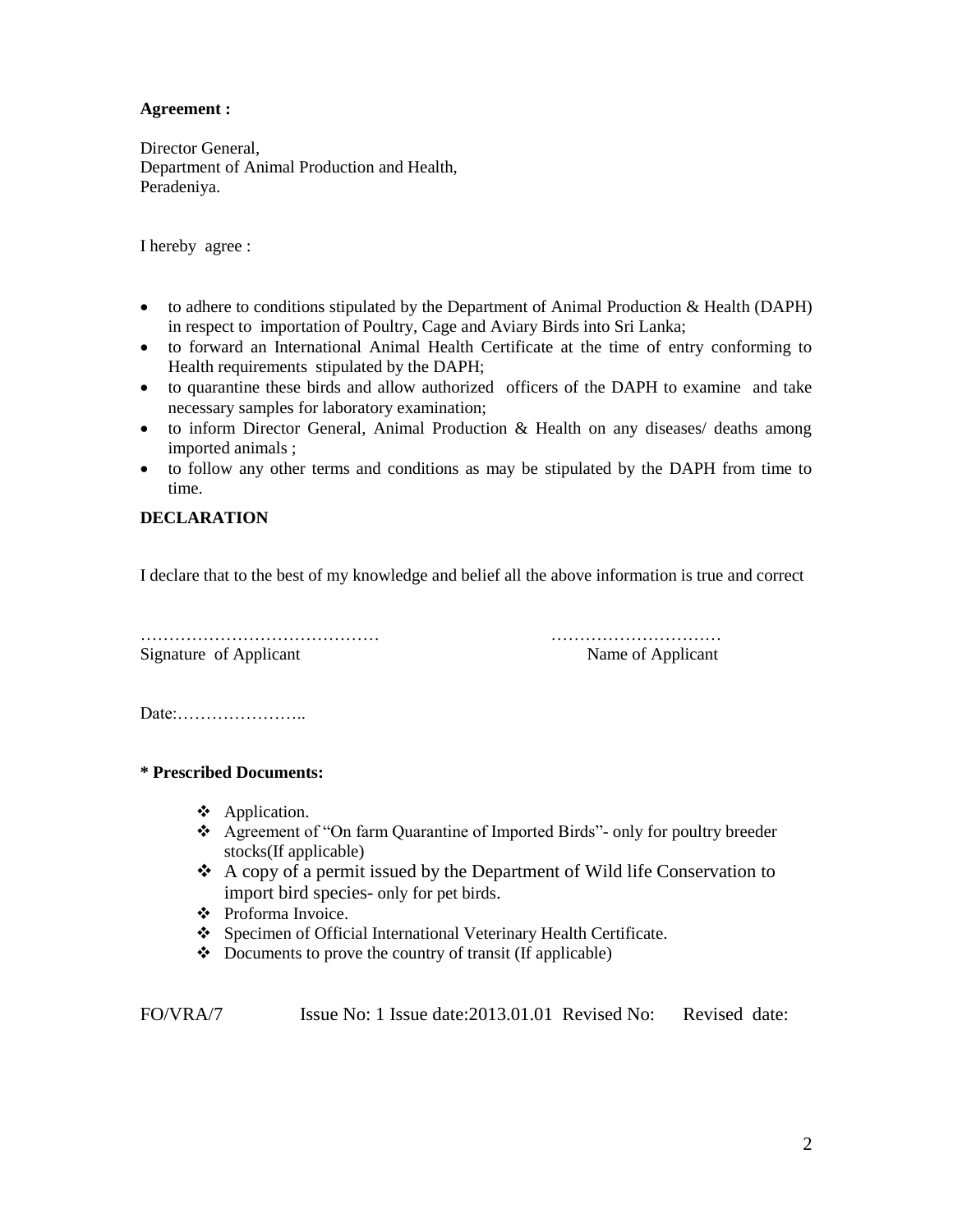**Agreement :**

Director General,
Department of Animal Production and Health,
Peradeniya.

I hereby agree :

- to adhere to conditions stipulated by the Department of Animal Production & Health (DAPH) in respect to importation of Poultry, Cage and Aviary Birds into Sri Lanka;
- to forward an International Animal Health Certificate at the time of entry conforming to Health requirements stipulated by the DAPH;
- to quarantine these birds and allow authorized officers of the DAPH to examine and take necessary samples for laboratory examination;
- to inform Director General, Animal Production & Health on any diseases/ deaths among imported animals ;
- to follow any other terms and conditions as may be stipulated by the DAPH from time to time.

**DECLARATION**

I declare that to the best of my knowledge and belief all the above information is true and correct

……………………………………                                   …………………………
Signature of Applicant                                   Name of Applicant

Date:…………………..

**\* Prescribed Documents:**

- Application.
- Agreement of "On farm Quarantine of Imported Birds"- only for poultry breeder stocks(If applicable)
- A copy of a permit issued by the Department of Wild life Conservation to import bird species- only for pet birds.
- Proforma Invoice.
- Specimen of Official International Veterinary Health Certificate.
- Documents to prove the country of transit (If applicable)

FO/VRA/7    Issue No: 1 Issue date:2013.01.01 Revised No:    Revised date: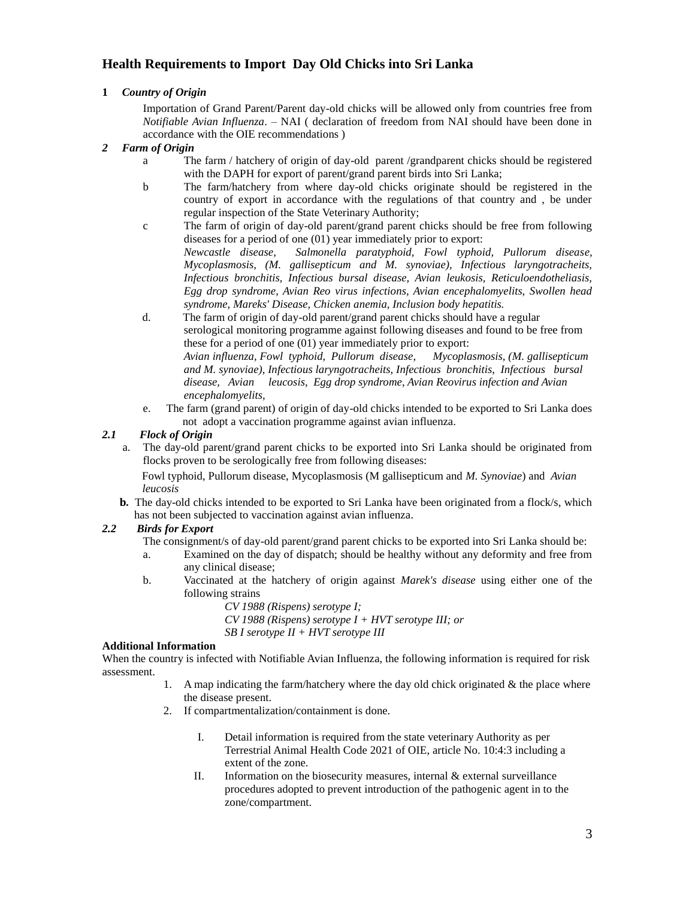## Health Requirements to Import Day Old Chicks into Sri Lanka

**1** ***Country of Origin***

Importation of Grand Parent/Parent day-old chicks will be allowed only from countries free from *Notifiable Avian Influenza*. – NAI ( declaration of freedom from NAI should have been done in accordance with the OIE recommendations )

***2 Farm of Origin***

- a The farm / hatchery of origin of day-old parent /grandparent chicks should be registered with the DAPH for export of parent/grand parent birds into Sri Lanka;
- b The farm/hatchery from where day-old chicks originate should be registered in the country of export in accordance with the regulations of that country and , be under regular inspection of the State Veterinary Authority;
- c The farm of origin of day-old parent/grand parent chicks should be free from following diseases for a period of one (01) year immediately prior to export:
  *Newcastle disease, Salmonella paratyphoid, Fowl typhoid, Pullorum disease, Mycoplasmosis, (M. gallisepticum and M. synoviae), Infectious laryngotracheits, Infectious bronchitis, Infectious bursal disease, Avian leukosis, Reticuloendotheliasis, Egg drop syndrome, Avian Reo virus infections, Avian encephalomyelits, Swollen head syndrome, Mareks' Disease, Chicken anemia, Inclusion body hepatitis.*
- d. The farm of origin of day-old parent/grand parent chicks should have a regular serological monitoring programme against following diseases and found to be free from these for a period of one (01) year immediately prior to export:
  *Avian influenza, Fowl typhoid, Pullorum disease, Mycoplasmosis, (M. gallisepticum and M. synoviae), Infectious laryngotracheits, Infectious bronchitis, Infectious bursal disease, Avian leucosis, Egg drop syndrome, Avian Reovirus infection and Avian encephalomyelits,*
- e. The farm (grand parent) of origin of day-old chicks intended to be exported to Sri Lanka does not adopt a vaccination programme against avian influenza.

***2.1 Flock of Origin***

a. The day-old parent/grand parent chicks to be exported into Sri Lanka should be originated from flocks proven to be serologically free from following diseases:

Fowl typhoid, Pullorum disease, Mycoplasmosis (M gallisepticum and *M. Synoviae*) and *Avian leucosis*

**b.** The day-old chicks intended to be exported to Sri Lanka have been originated from a flock/s, which has not been subjected to vaccination against avian influenza.

***2.2 Birds for Export***

The consignment/s of day-old parent/grand parent chicks to be exported into Sri Lanka should be:

- a. Examined on the day of dispatch; should be healthy without any deformity and free from any clinical disease;
- b. Vaccinated at the hatchery of origin against *Marek's disease* using either one of the following strains

  *CV 1988 (Rispens) serotype I;*
  *CV 1988 (Rispens) serotype I + HVT serotype III; or*
  *SB I serotype II + HVT serotype III*

**Additional Information**

When the country is infected with Notifiable Avian Influenza, the following information is required for risk assessment.

1. A map indicating the farm/hatchery where the day old chick originated & the place where the disease present.
2. If compartmentalization/containment is done.

   I. Detail information is required from the state veterinary Authority as per Terrestrial Animal Health Code 2021 of OIE, article No. 10:4:3 including a extent of the zone.
   II. Information on the biosecurity measures, internal & external surveillance procedures adopted to prevent introduction of the pathogenic agent in to the zone/compartment.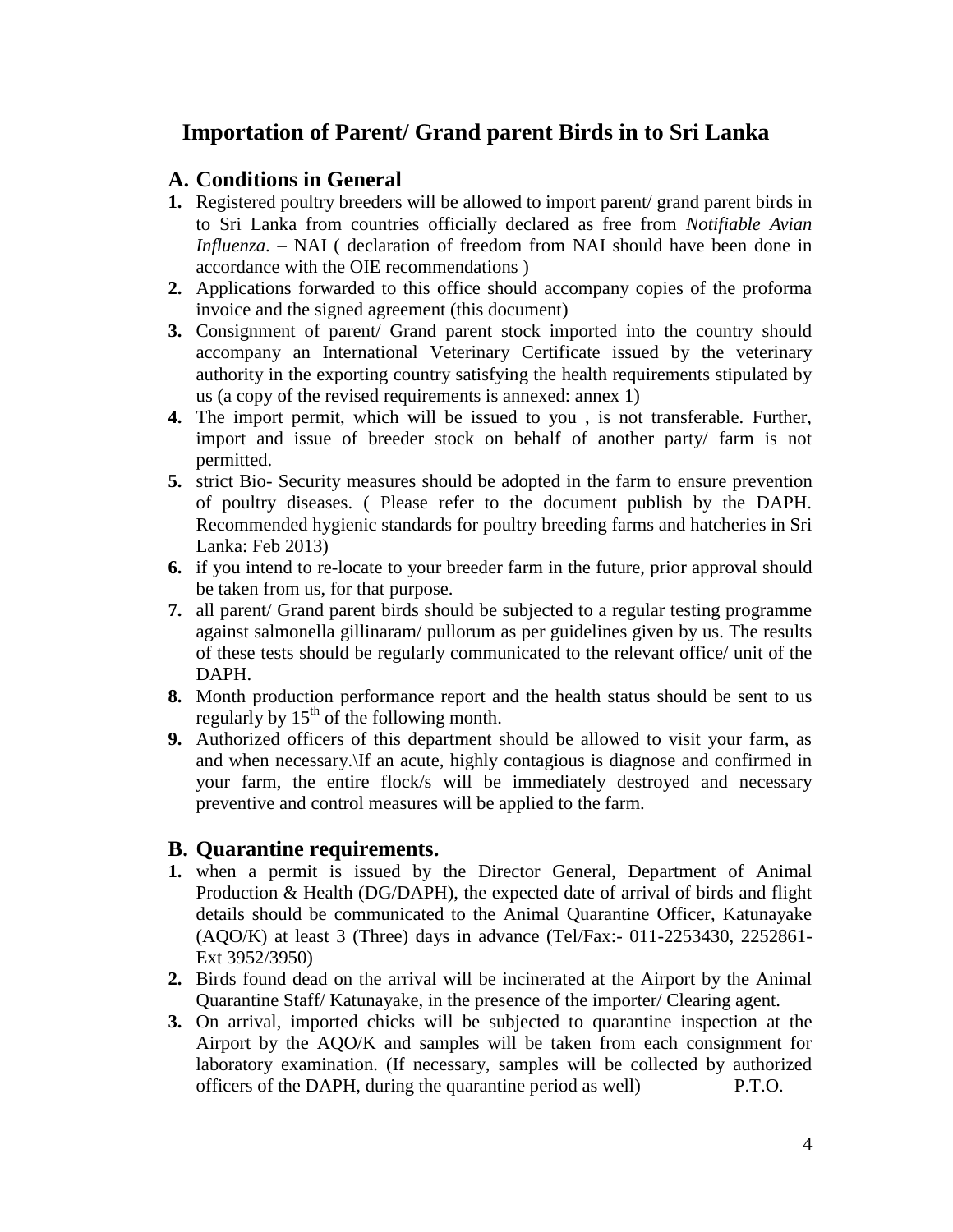# Importation of Parent/ Grand parent Birds in to Sri Lanka

## A. Conditions in General

1. Registered poultry breeders will be allowed to import parent/ grand parent birds in to Sri Lanka from countries officially declared as free from *Notifiable Avian Influenza*. – NAI ( declaration of freedom from NAI should have been done in accordance with the OIE recommendations )
2. Applications forwarded to this office should accompany copies of the proforma invoice and the signed agreement (this document)
3. Consignment of parent/ Grand parent stock imported into the country should accompany an International Veterinary Certificate issued by the veterinary authority in the exporting country satisfying the health requirements stipulated by us (a copy of the revised requirements is annexed: annex 1)
4. The import permit, which will be issued to you , is not transferable. Further, import and issue of breeder stock on behalf of another party/ farm is not permitted.
5. strict Bio- Security measures should be adopted in the farm to ensure prevention of poultry diseases. ( Please refer to the document publish by the DAPH. Recommended hygienic standards for poultry breeding farms and hatcheries in Sri Lanka: Feb 2013)
6. if you intend to re-locate to your breeder farm in the future, prior approval should be taken from us, for that purpose.
7. all parent/ Grand parent birds should be subjected to a regular testing programme against salmonella gillinaram/ pullorum as per guidelines given by us. The results of these tests should be regularly communicated to the relevant office/ unit of the DAPH.
8. Month production performance report and the health status should be sent to us regularly by 15th of the following month.
9. Authorized officers of this department should be allowed to visit your farm, as and when necessary.\If an acute, highly contagious is diagnose and confirmed in your farm, the entire flock/s will be immediately destroyed and necessary preventive and control measures will be applied to the farm.

## B. Quarantine requirements.

1. when a permit is issued by the Director General, Department of Animal Production & Health (DG/DAPH), the expected date of arrival of birds and flight details should be communicated to the Animal Quarantine Officer, Katunayake (AQO/K) at least 3 (Three) days in advance (Tel/Fax:- 011-2253430, 2252861-Ext 3952/3950)
2. Birds found dead on the arrival will be incinerated at the Airport by the Animal Quarantine Staff/ Katunayake, in the presence of the importer/ Clearing agent.
3. On arrival, imported chicks will be subjected to quarantine inspection at the Airport by the AQO/K and samples will be taken from each consignment for laboratory examination. (If necessary, samples will be collected by authorized officers of the DAPH, during the quarantine period as well) P.T.O.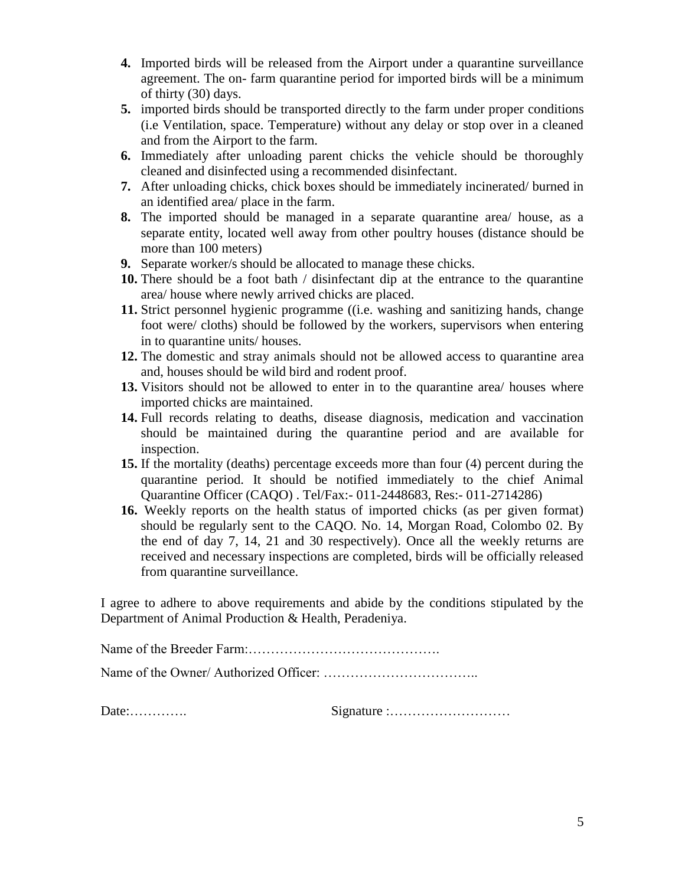4. Imported birds will be released from the Airport under a quarantine surveillance agreement. The on- farm quarantine period for imported birds will be a minimum of thirty (30) days.
5. imported birds should be transported directly to the farm under proper conditions (i.e Ventilation, space. Temperature) without any delay or stop over in a cleaned and from the Airport to the farm.
6. Immediately after unloading parent chicks the vehicle should be thoroughly cleaned and disinfected using a recommended disinfectant.
7. After unloading chicks, chick boxes should be immediately incinerated/ burned in an identified area/ place in the farm.
8. The imported should be managed in a separate quarantine area/ house, as a separate entity, located well away from other poultry houses (distance should be more than 100 meters)
9. Separate worker/s should be allocated to manage these chicks.
10. There should be a foot bath / disinfectant dip at the entrance to the quarantine area/ house where newly arrived chicks are placed.
11. Strict personnel hygienic programme ((i.e. washing and sanitizing hands, change foot were/ cloths) should be followed by the workers, supervisors when entering in to quarantine units/ houses.
12. The domestic and stray animals should not be allowed access to quarantine area and, houses should be wild bird and rodent proof.
13. Visitors should not be allowed to enter in to the quarantine area/ houses where imported chicks are maintained.
14. Full records relating to deaths, disease diagnosis, medication and vaccination should be maintained during the quarantine period and are available for inspection.
15. If the mortality (deaths) percentage exceeds more than four (4) percent during the quarantine period. It should be notified immediately to the chief Animal Quarantine Officer (CAQO) . Tel/Fax:- 011-2448683, Res:- 011-2714286)
16. Weekly reports on the health status of imported chicks (as per given format) should be regularly sent to the CAQO. No. 14, Morgan Road, Colombo 02. By the end of day 7, 14, 21 and 30 respectively). Once all the weekly returns are received and necessary inspections are completed, birds will be officially released from quarantine surveillance.

I agree to adhere to above requirements and abide by the conditions stipulated by the Department of Animal Production & Health, Peradeniya.

Name of the Breeder Farm:…………………………………….

Name of the Owner/ Authorized Officer: ……………………………..

Date:…………. Signature :………………………